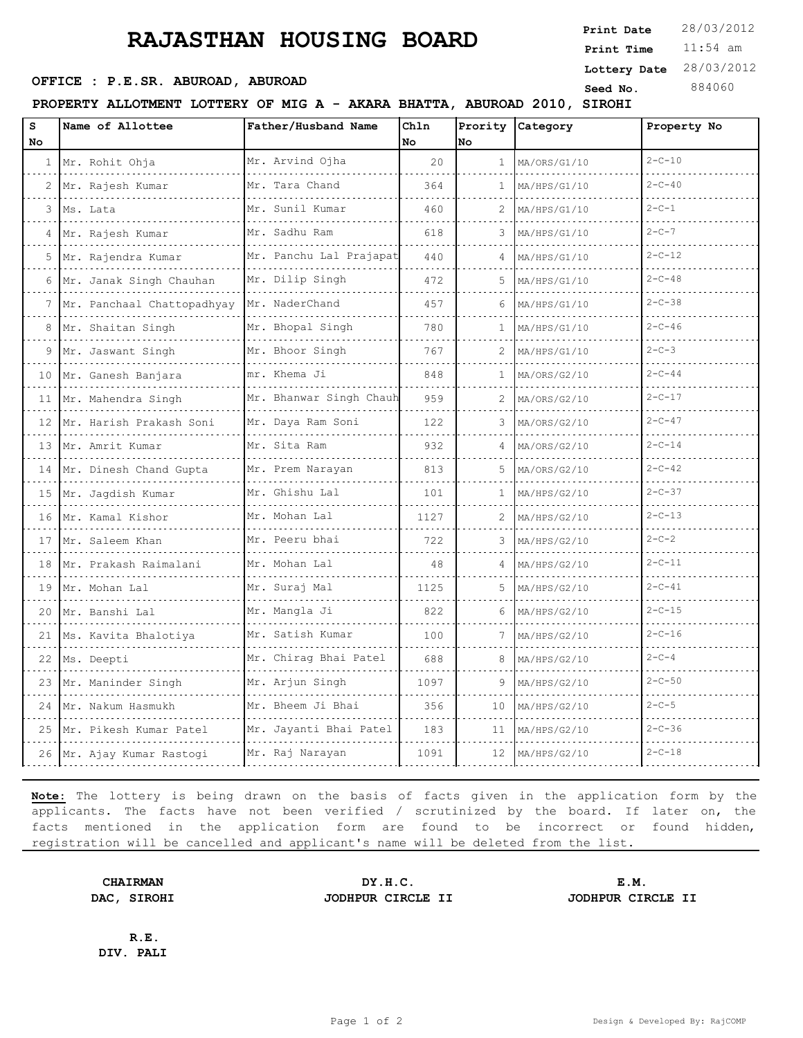# RAJASTHAN HOUSING BOARD

**Print Date** 28/03/2012
**Print Time** 11:54 am
**Lottery Date** 28/03/2012
**Seed No.** 884060

**OFFICE : P.E.SR. ABUROAD, ABUROAD**

**PROPERTY ALLOTMENT LOTTERY OF MIG A - AKARA BHATTA, ABUROAD 2010, SIROHI**

| S No | Name of Allottee | Father/Husband Name | Chln No | Prority No | Category | Property No |
|---|---|---|---|---|---|---|
| 1 | Mr. Rohit Ohja | Mr. Arvind Ojha | 20 | 1 | MA/ORS/G1/10 | 2-C-10 |
| 2 | Mr. Rajesh Kumar | Mr. Tara Chand | 364 | 1 | MA/HPS/G1/10 | 2-C-40 |
| 3 | Ms. Lata | Mr. Sunil Kumar | 460 | 2 | MA/HPS/G1/10 | 2-C-1 |
| 4 | Mr. Rajesh Kumar | Mr. Sadhu Ram | 618 | 3 | MA/HPS/G1/10 | 2-C-7 |
| 5 | Mr. Rajendra Kumar | Mr. Panchu Lal Prajapat | 440 | 4 | MA/HPS/G1/10 | 2-C-12 |
| 6 | Mr. Janak Singh Chauhan | Mr. Dilip Singh | 472 | 5 | MA/HPS/G1/10 | 2-C-48 |
| 7 | Mr. Panchaal Chattopadhyay | Mr. NaderChand | 457 | 6 | MA/HPS/G1/10 | 2-C-38 |
| 8 | Mr. Shaitan Singh | Mr. Bhopal Singh | 780 | 1 | MA/HPS/G1/10 | 2-C-46 |
| 9 | Mr. Jaswant Singh | Mr. Bhoor Singh | 767 | 2 | MA/HPS/G1/10 | 2-C-3 |
| 10 | Mr. Ganesh Banjara | mr. Khema Ji | 848 | 1 | MA/ORS/G2/10 | 2-C-44 |
| 11 | Mr. Mahendra Singh | Mr. Bhanwar Singh Chauh | 959 | 2 | MA/ORS/G2/10 | 2-C-17 |
| 12 | Mr. Harish Prakash Soni | Mr. Daya Ram Soni | 122 | 3 | MA/ORS/G2/10 | 2-C-47 |
| 13 | Mr. Amrit Kumar | Mr. Sita Ram | 932 | 4 | MA/ORS/G2/10 | 2-C-14 |
| 14 | Mr. Dinesh Chand Gupta | Mr. Prem Narayan | 813 | 5 | MA/ORS/G2/10 | 2-C-42 |
| 15 | Mr. Jagdish Kumar | Mr. Ghishu Lal | 101 | 1 | MA/HPS/G2/10 | 2-C-37 |
| 16 | Mr. Kamal Kishor | Mr. Mohan Lal | 1127 | 2 | MA/HPS/G2/10 | 2-C-13 |
| 17 | Mr. Saleem Khan | Mr. Peeru bhai | 722 | 3 | MA/HPS/G2/10 | 2-C-2 |
| 18 | Mr. Prakash Raimalani | Mr. Mohan Lal | 48 | 4 | MA/HPS/G2/10 | 2-C-11 |
| 19 | Mr. Mohan Lal | Mr. Suraj Mal | 1125 | 5 | MA/HPS/G2/10 | 2-C-41 |
| 20 | Mr. Banshi Lal | Mr. Mangla Ji | 822 | 6 | MA/HPS/G2/10 | 2-C-15 |
| 21 | Ms. Kavita Bhalotiya | Mr. Satish Kumar | 100 | 7 | MA/HPS/G2/10 | 2-C-16 |
| 22 | Ms. Deepti | Mr. Chirag Bhai Patel | 688 | 8 | MA/HPS/G2/10 | 2-C-4 |
| 23 | Mr. Maninder Singh | Mr. Arjun Singh | 1097 | 9 | MA/HPS/G2/10 | 2-C-50 |
| 24 | Mr. Nakum Hasmukh | Mr. Bheem Ji Bhai | 356 | 10 | MA/HPS/G2/10 | 2-C-5 |
| 25 | Mr. Pikesh Kumar Patel | Mr. Jayanti Bhai Patel | 183 | 11 | MA/HPS/G2/10 | 2-C-36 |
| 26 | Mr. Ajay Kumar Rastogi | Mr. Raj Narayan | 1091 | 12 | MA/HPS/G2/10 | 2-C-18 |

**Note:** The lottery is being drawn on the basis of facts given in the application form by the applicants. The facts have not been verified / scrutinized by the board. If later on, the facts mentioned in the application form are found to be incorrect or found hidden, registration will be cancelled and applicant's name will be deleted from the list.

**CHAIRMAN**
**DAC, SIROHI**

**DY.H.C.**
**JODHPUR CIRCLE II**

**E.M.**
**JODHPUR CIRCLE II**

**R.E.**
**DIV. PALI**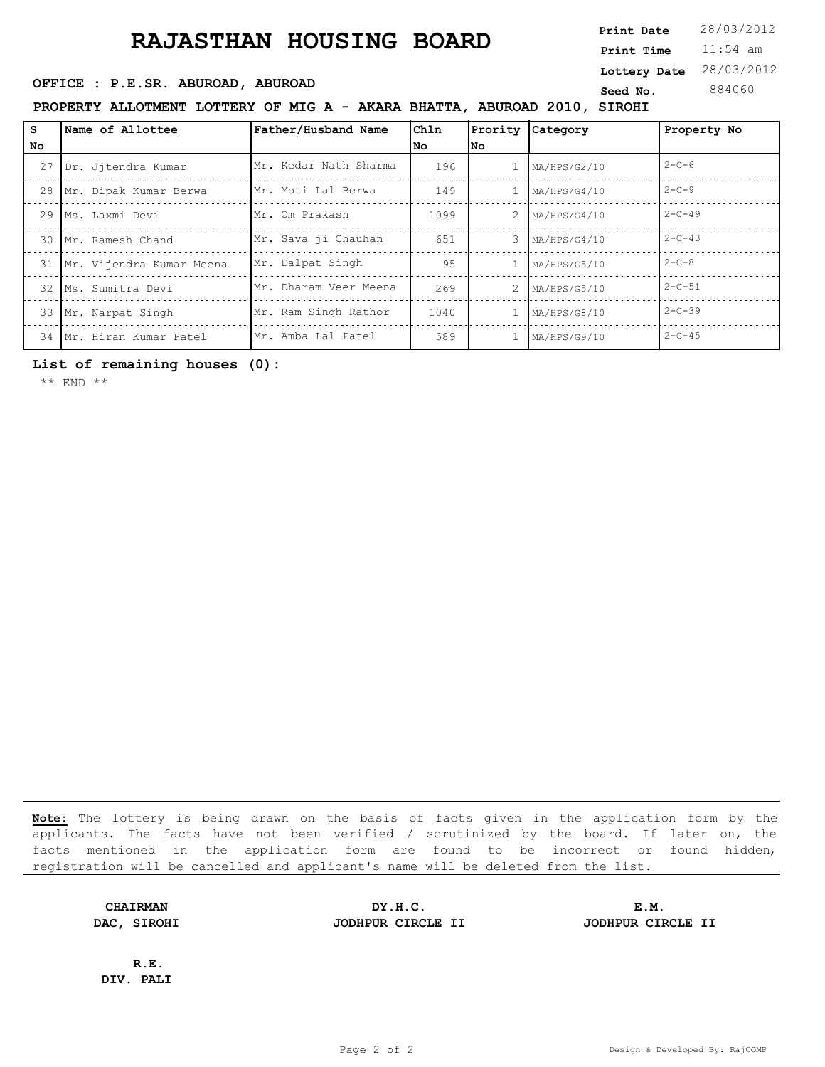# RAJASTHAN HOUSING BOARD

**Print Date** 28/03/2012
**Print Time** 11:54 am
**Lottery Date** 28/03/2012
**Seed No.** 884060

**OFFICE : P.E.SR. ABUROAD, ABUROAD**

**PROPERTY ALLOTMENT LOTTERY OF MIG A - AKARA BHATTA, ABUROAD 2010, SIROHI**

| S No | Name of Allottee | Father/Husband Name | Chln No | Prority No | Category | Property No |
|---|---|---|---|---|---|---|
| 27 | Dr. Jjtendra Kumar | Mr. Kedar Nath Sharma | 196 | 1 | MA/HPS/G2/10 | 2-C-6 |
| 28 | Mr. Dipak Kumar Berwa | Mr. Moti Lal Berwa | 149 | 1 | MA/HPS/G4/10 | 2-C-9 |
| 29 | Ms. Laxmi Devi | Mr. Om Prakash | 1099 | 2 | MA/HPS/G4/10 | 2-C-49 |
| 30 | Mr. Ramesh Chand | Mr. Sava ji Chauhan | 651 | 3 | MA/HPS/G4/10 | 2-C-43 |
| 31 | Mr. Vijendra Kumar Meena | Mr. Dalpat Singh | 95 | 1 | MA/HPS/G5/10 | 2-C-8 |
| 32 | Ms. Sumitra Devi | Mr. Dharam Veer Meena | 269 | 2 | MA/HPS/G5/10 | 2-C-51 |
| 33 | Mr. Narpat Singh | Mr. Ram Singh Rathor | 1040 | 1 | MA/HPS/G8/10 | 2-C-39 |
| 34 | Mr. Hiran Kumar Patel | Mr. Amba Lal Patel | 589 | 1 | MA/HPS/G9/10 | 2-C-45 |

**List of remaining houses (0):**

** END **

**Note:** The lottery is being drawn on the basis of facts given in the application form by the applicants. The facts have not been verified / scrutinized by the board. If later on, the facts mentioned in the application form are found to be incorrect or found hidden, registration will be cancelled and applicant's name will be deleted from the list.

**CHAIRMAN**
**DAC, SIROHI**

**DY.H.C.**
**JODHPUR CIRCLE II**

**E.M.**
**JODHPUR CIRCLE II**

**R.E.**
**DIV. PALI**

Design & Developed By: RajCOMP